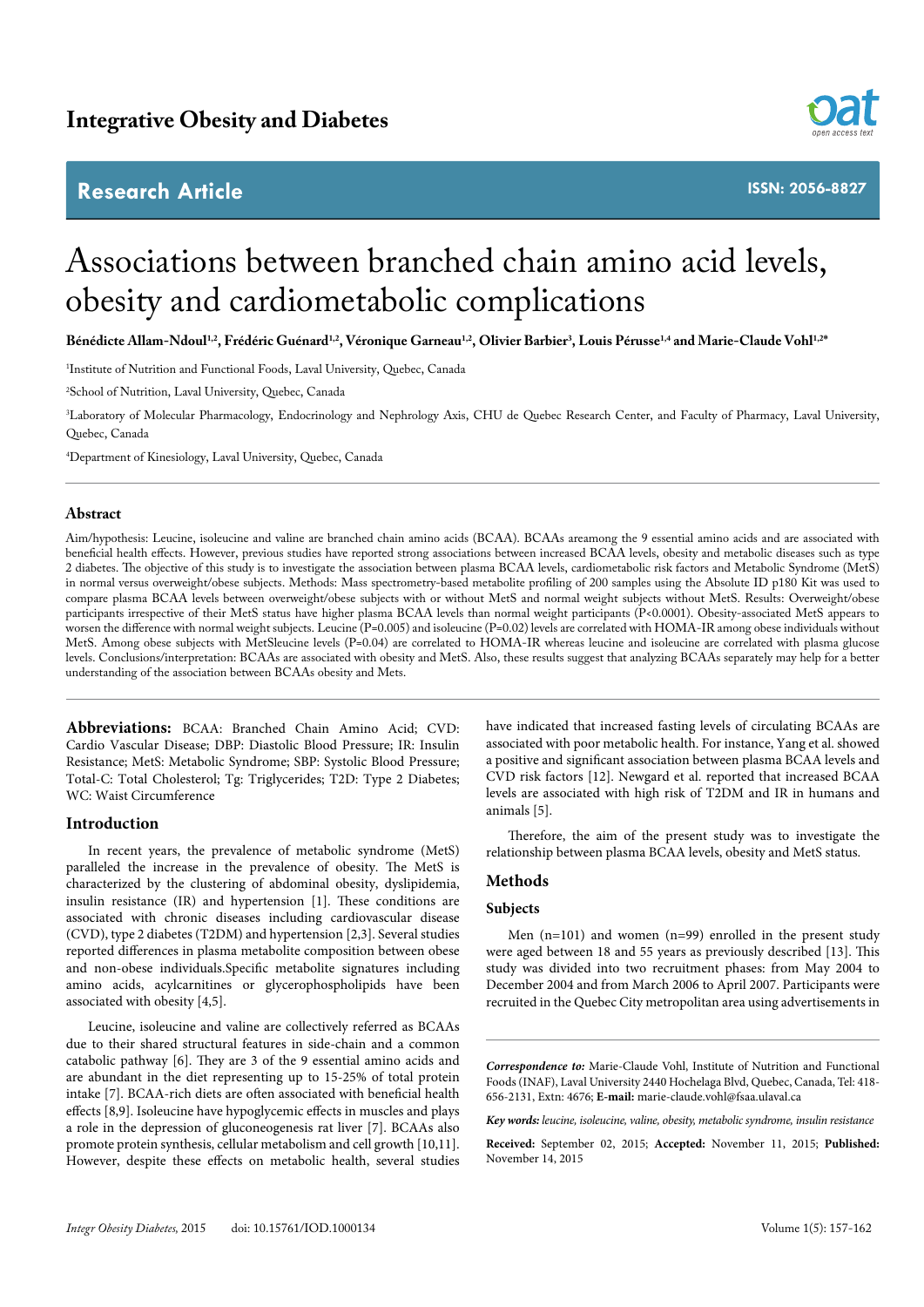# Associations between branched chain amino acid levels, obesity and cardiometabolic complications

**Bénédicte Allam-Ndoul[1,2], Frédéric Guénard[1,2], Véronique Garneau[1,2], Olivier Barbier[3], Louis Pérusse[1,4] and Marie-Claude Vohl[1,2*]**

[1]Institute of Nutrition and Functional Foods, Laval University, Quebec, Canada

[2]School of Nutrition, Laval University, Quebec, Canada

[3]Laboratory of Molecular Pharmacology, Endocrinology and Nephrology Axis, CHU de Quebec Research Center, and Faculty of Pharmacy, Laval University, Quebec, Canada

[4]Department of Kinesiology, Laval University, Quebec, Canada

## Abstract

Aim/hypothesis: Leucine, isoleucine and valine are branched chain amino acids (BCAA). BCAAs areamong the 9 essential amino acids and are associated with beneficial health effects. However, previous studies have reported strong associations between increased BCAA levels, obesity and metabolic diseases such as type 2 diabetes. The objective of this study is to investigate the association between plasma BCAA levels, cardiometabolic risk factors and Metabolic Syndrome (MetS) in normal versus overweight/obese subjects. Methods: Mass spectrometry-based metabolite profiling of 200 samples using the Absolute ID p180 Kit was used to compare plasma BCAA levels between overweight/obese subjects with or without MetS and normal weight subjects without MetS. Results: Overweight/obese participants irrespective of their MetS status have higher plasma BCAA levels than normal weight participants (P<0.0001). Obesity-associated MetS appears to worsen the difference with normal weight subjects. Leucine (P=0.005) and isoleucine (P=0.02) levels are correlated with HOMA-IR among obese individuals without MetS. Among obese subjects with MetSleucine levels (P=0.04) are correlated to HOMA-IR whereas leucine and isoleucine are correlated with plasma glucose levels. Conclusions/interpretation: BCAAs are associated with obesity and MetS. Also, these results suggest that analyzing BCAAs separately may help for a better understanding of the association between BCAAs obesity and Mets.

**Abbreviations:** BCAA: Branched Chain Amino Acid; CVD: Cardio Vascular Disease; DBP: Diastolic Blood Pressure; IR: Insulin Resistance; MetS: Metabolic Syndrome; SBP: Systolic Blood Pressure; Total-C: Total Cholesterol; Tg: Triglycerides; T2D: Type 2 Diabetes; WC: Waist Circumference

## Introduction

In recent years, the prevalence of metabolic syndrome (MetS) paralleled the increase in the prevalence of obesity. The MetS is characterized by the clustering of abdominal obesity, dyslipidemia, insulin resistance (IR) and hypertension [1]. These conditions are associated with chronic diseases including cardiovascular disease (CVD), type 2 diabetes (T2DM) and hypertension [2,3]. Several studies reported differences in plasma metabolite composition between obese and non-obese individuals.Specific metabolite signatures including amino acids, acylcarnitines or glycerophospholipids have been associated with obesity [4,5].

Leucine, isoleucine and valine are collectively referred as BCAAs due to their shared structural features in side-chain and a common catabolic pathway [6]. They are 3 of the 9 essential amino acids and are abundant in the diet representing up to 15-25% of total protein intake [7]. BCAA-rich diets are often associated with beneficial health effects [8,9]. Isoleucine have hypoglycemic effects in muscles and plays a role in the depression of gluconeogenesis rat liver [7]. BCAAs also promote protein synthesis, cellular metabolism and cell growth [10,11]. However, despite these effects on metabolic health, several studies have indicated that increased fasting levels of circulating BCAAs are associated with poor metabolic health. For instance, Yang et al. showed a positive and significant association between plasma BCAA levels and CVD risk factors [12]. Newgard et al. reported that increased BCAA levels are associated with high risk of T2DM and IR in humans and animals [5].

Therefore, the aim of the present study was to investigate the relationship between plasma BCAA levels, obesity and MetS status.

## Methods

### Subjects

Men (n=101) and women (n=99) enrolled in the present study were aged between 18 and 55 years as previously described [13]. This study was divided into two recruitment phases: from May 2004 to December 2004 and from March 2006 to April 2007. Participants were recruited in the Quebec City metropolitan area using advertisements in

***Correspondence to:*** Marie-Claude Vohl, Institute of Nutrition and Functional Foods (INAF), Laval University 2440 Hochelaga Blvd, Quebec, Canada, Tel: 418-656-2131, Extn: 4676; **E-mail:** marie-claude.vohl@fsaa.ulaval.ca

***Key words:*** *leucine, isoleucine, valine, obesity, metabolic syndrome, insulin resistance*

**Received:** September 02, 2015; **Accepted:** November 11, 2015; **Published:** November 14, 2015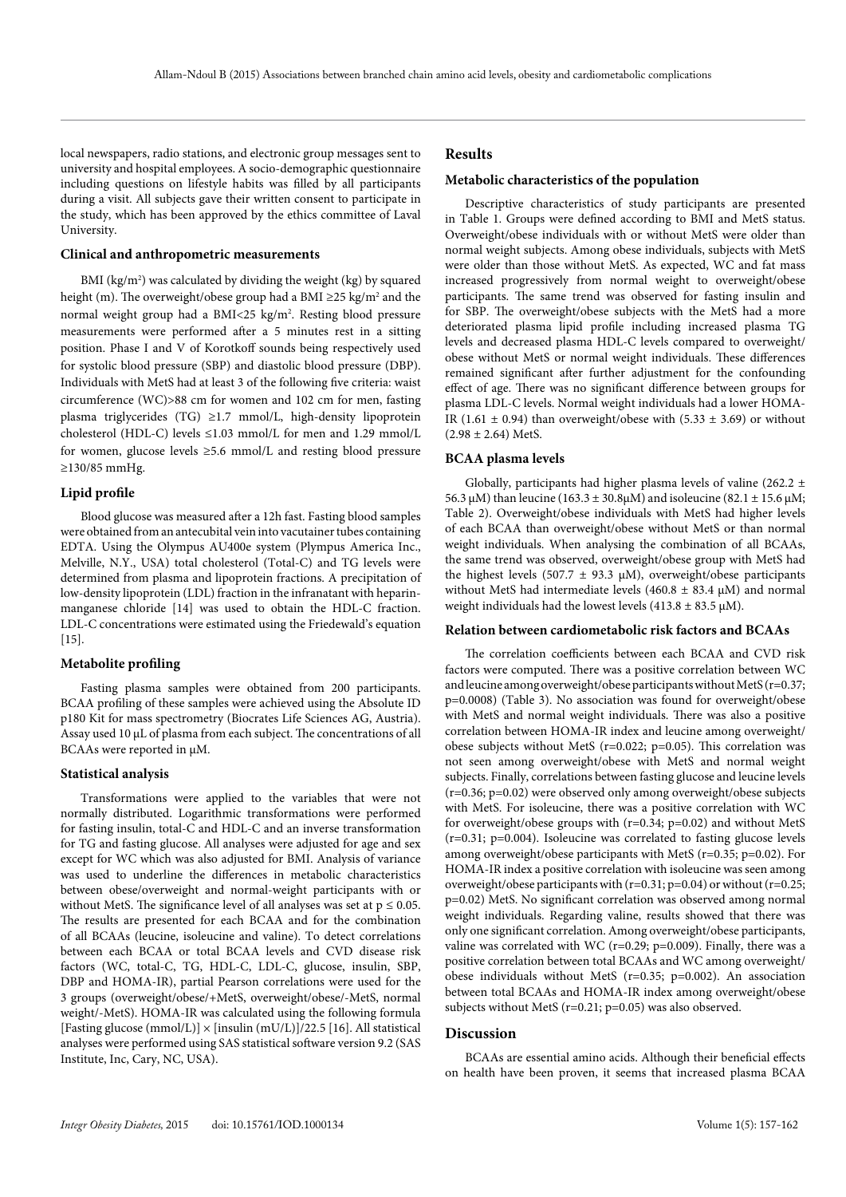local newspapers, radio stations, and electronic group messages sent to university and hospital employees. A socio-demographic questionnaire including questions on lifestyle habits was filled by all participants during a visit. All subjects gave their written consent to participate in the study, which has been approved by the ethics committee of Laval University.

### Clinical and anthropometric measurements

BMI (kg/m$^2$) was calculated by dividing the weight (kg) by squared height (m). The overweight/obese group had a BMI ≥25 kg/m$^2$ and the normal weight group had a BMI<25 kg/m$^2$. Resting blood pressure measurements were performed after a 5 minutes rest in a sitting position. Phase I and V of Korotkoff sounds being respectively used for systolic blood pressure (SBP) and diastolic blood pressure (DBP). Individuals with MetS had at least 3 of the following five criteria: waist circumference (WC)>88 cm for women and 102 cm for men, fasting plasma triglycerides (TG) ≥1.7 mmol/L, high-density lipoprotein cholesterol (HDL-C) levels ≤1.03 mmol/L for men and 1.29 mmol/L for women, glucose levels ≥5.6 mmol/L and resting blood pressure ≥130/85 mmHg.

### Lipid profile

Blood glucose was measured after a 12h fast. Fasting blood samples were obtained from an antecubital vein into vacutainer tubes containing EDTA. Using the Olympus AU400e system (Plympus America Inc., Melville, N.Y., USA) total cholesterol (Total-C) and TG levels were determined from plasma and lipoprotein fractions. A precipitation of low-density lipoprotein (LDL) fraction in the infranatant with heparin-manganese chloride [14] was used to obtain the HDL-C fraction. LDL-C concentrations were estimated using the Friedewald's equation [15].

### Metabolite profiling

Fasting plasma samples were obtained from 200 participants. BCAA profiling of these samples were achieved using the Absolute ID p180 Kit for mass spectrometry (Biocrates Life Sciences AG, Austria). Assay used 10 µL of plasma from each subject. The concentrations of all BCAAs were reported in µM.

### Statistical analysis

Transformations were applied to the variables that were not normally distributed. Logarithmic transformations were performed for fasting insulin, total-C and HDL-C and an inverse transformation for TG and fasting glucose. All analyses were adjusted for age and sex except for WC which was also adjusted for BMI. Analysis of variance was used to underline the differences in metabolic characteristics between obese/overweight and normal-weight participants with or without MetS. The significance level of all analyses was set at p ≤ 0.05. The results are presented for each BCAA and for the combination of all BCAAs (leucine, isoleucine and valine). To detect correlations between each BCAA or total BCAA levels and CVD disease risk factors (WC, total-C, TG, HDL-C, LDL-C, glucose, insulin, SBP, DBP and HOMA-IR), partial Pearson correlations were used for the 3 groups (overweight/obese/+MetS, overweight/obese/-MetS, normal weight/-MetS). HOMA-IR was calculated using the following formula [Fasting glucose (mmol/L)] × [insulin (mU/L)]/22.5 [16]. All statistical analyses were performed using SAS statistical software version 9.2 (SAS Institute, Inc, Cary, NC, USA).

## Results

### Metabolic characteristics of the population

Descriptive characteristics of study participants are presented in Table 1. Groups were defined according to BMI and MetS status. Overweight/obese individuals with or without MetS were older than normal weight subjects. Among obese individuals, subjects with MetS were older than those without MetS. As expected, WC and fat mass increased progressively from normal weight to overweight/obese participants. The same trend was observed for fasting insulin and for SBP. The overweight/obese subjects with the MetS had a more deteriorated plasma lipid profile including increased plasma TG levels and decreased plasma HDL-C levels compared to overweight/obese without MetS or normal weight individuals. These differences remained significant after further adjustment for the confounding effect of age. There was no significant difference between groups for plasma LDL-C levels. Normal weight individuals had a lower HOMA-IR (1.61 ± 0.94) than overweight/obese with (5.33 ± 3.69) or without (2.98 ± 2.64) MetS.

### BCAA plasma levels

Globally, participants had higher plasma levels of valine (262.2 ± 56.3 µM) than leucine (163.3 ± 30.8µM) and isoleucine (82.1 ± 15.6 µM; Table 2). Overweight/obese individuals with MetS had higher levels of each BCAA than overweight/obese without MetS or than normal weight individuals. When analysing the combination of all BCAAs, the same trend was observed, overweight/obese group with MetS had the highest levels (507.7 ± 93.3 µM), overweight/obese participants without MetS had intermediate levels (460.8 ± 83.4 µM) and normal weight individuals had the lowest levels (413.8 ± 83.5 µM).

### Relation between cardiometabolic risk factors and BCAAs

The correlation coefficients between each BCAA and CVD risk factors were computed. There was a positive correlation between WC and leucine among overweight/obese participants without MetS (r=0.37; p=0.0008) (Table 3). No association was found for overweight/obese with MetS and normal weight individuals. There was also a positive correlation between HOMA-IR index and leucine among overweight/obese subjects without MetS (r=0.022; p=0.05). This correlation was not seen among overweight/obese with MetS and normal weight subjects. Finally, correlations between fasting glucose and leucine levels (r=0.36; p=0.02) were observed only among overweight/obese subjects with MetS. For isoleucine, there was a positive correlation with WC for overweight/obese groups with (r=0.34; p=0.02) and without MetS (r=0.31; p=0.004). Isoleucine was correlated to fasting glucose levels among overweight/obese participants with MetS (r=0.35; p=0.02). For HOMA-IR index a positive correlation with isoleucine was seen among overweight/obese participants with (r=0.31; p=0.04) or without (r=0.25; p=0.02) MetS. No significant correlation was observed among normal weight individuals. Regarding valine, results showed that there was only one significant correlation. Among overweight/obese participants, valine was correlated with WC (r=0.29; p=0.009). Finally, there was a positive correlation between total BCAAs and WC among overweight/obese individuals without MetS (r=0.35; p=0.002). An association between total BCAAs and HOMA-IR index among overweight/obese subjects without MetS (r=0.21; p=0.05) was also observed.

## Discussion

BCAAs are essential amino acids. Although their beneficial effects on health have been proven, it seems that increased plasma BCAA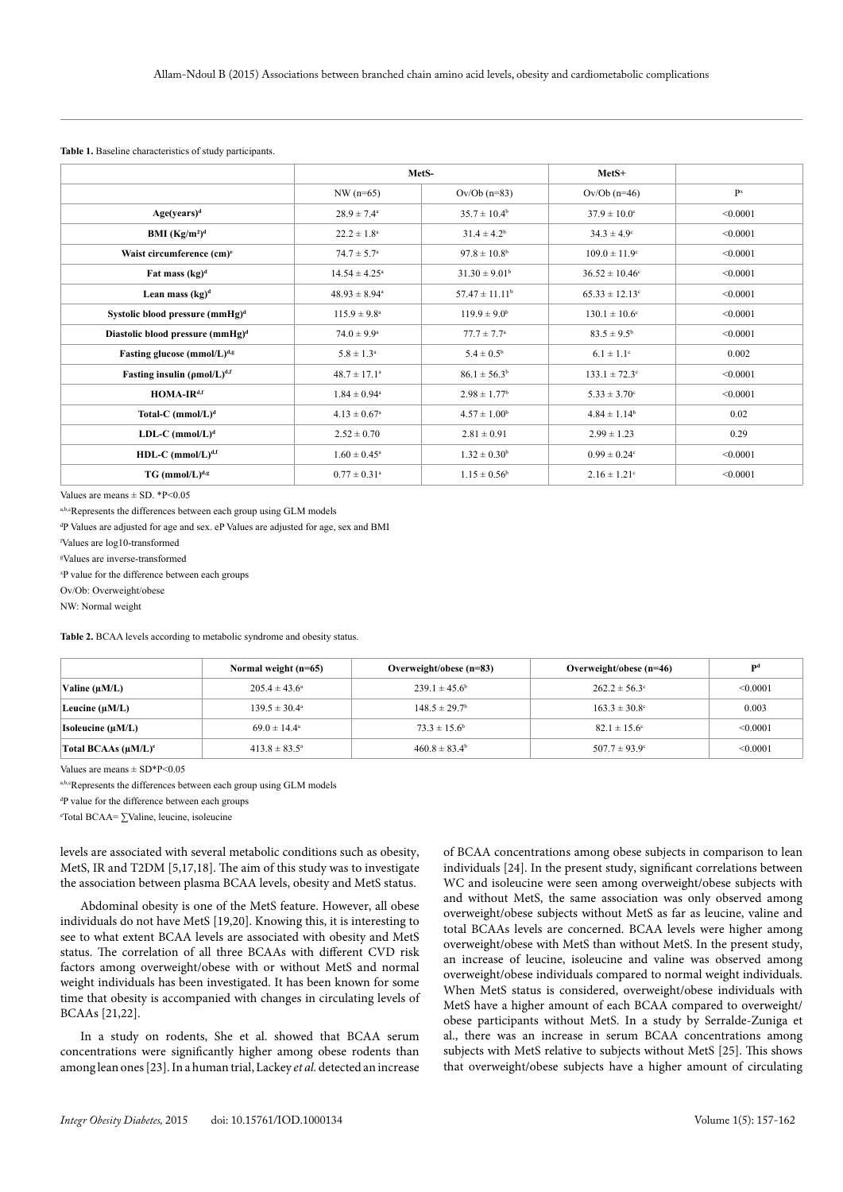**Table 1.** Baseline characteristics of study participants.

| | MetS- | | MetS+ | |
|---|---|---|---|---|
| | NW (n=65) | Ov/Ob (n=83) | Ov/Ob (n=46) | P[x] |
| **Age(years)[d]** | 28.9 ± 7.4[a] | 35.7 ± 10.4[b] | 37.9 ± 10.0[c] | <0.0001 |
| **BMI (Kg/m²)[d]** | 22.2 ± 1.8[a] | 31.4 ± 4.2[b] | 34.3 ± 4.9[c] | <0.0001 |
| **Waist circumference (cm)[e]** | 74.7 ± 5.7[a] | 97.8 ± 10.8[b] | 109.0 ± 11.9[c] | <0.0001 |
| **Fat mass (kg)[d]** | 14.54 ± 4.25[a] | 31.30 ± 9.01[b] | 36.52 ± 10.46[c] | <0.0001 |
| **Lean mass (kg)[d]** | 48.93 ± 8.94[a] | 57.47 ± 11.11[b] | 65.33 ± 12.13[c] | <0.0001 |
| **Systolic blood pressure (mmHg)[d]** | 115.9 ± 9.8[a] | 119.9 ± 9.0[b] | 130.1 ± 10.6[c] | <0.0001 |
| **Diastolic blood pressure (mmHg)[d]** | 74.0 ± 9.9[a] | 77.7 ± 7.7[a] | 83.5 ± 9.5[b] | <0.0001 |
| **Fasting glucose (mmol/L)[d,g]** | 5.8 ± 1.3[a] | 5.4 ± 0.5[b] | 6.1 ± 1.1[c] | 0.002 |
| **Fasting insulin (pmol/L)[d,f]** | 48.7 ± 17.1[a] | 86.1 ± 56.3[b] | 133.1 ± 72.3[c] | <0.0001 |
| **HOMA-IR[d,f]** | 1.84 ± 0.94[a] | 2.98 ± 1.77[b] | 5.33 ± 3.70[c] | <0.0001 |
| **Total-C (mmol/L)[d]** | 4.13 ± 0.67[a] | 4.57 ± 1.00[b] | 4.84 ± 1.14[b] | 0.02 |
| **LDL-C (mmol/L)[d]** | 2.52 ± 0.70 | 2.81 ± 0.91 | 2.99 ± 1.23 | 0.29 |
| **HDL-C (mmol/L)[d,f]** | 1.60 ± 0.45[a] | 1.32 ± 0.30[b] | 0.99 ± 0.24[c] | <0.0001 |
| **TG (mmol/L)[d,g]** | 0.77 ± 0.31[a] | 1.15 ± 0.56[b] | 2.16 ± 1.21[c] | <0.0001 |

Values are means ± SD. *P<0.05

[a,b,c]Represents the differences between each group using GLM models

[d]P Values are adjusted for age and sex. eP Values are adjusted for age, sex and BMI

[f]Values are log10-transformed

[g]Values are inverse-transformed

[x]P value for the difference between each groups

Ov/Ob: Overweight/obese

NW: Normal weight

**Table 2.** BCAA levels according to metabolic syndrome and obesity status.

| | Normal weight (n=65) | Overweight/obese (n=83) | Overweight/obese (n=46) | P[d] |
|---|---|---|---|---|
| **Valine (μM/L)** | 205.4 ± 43.6[a] | 239.1 ± 45.6[b] | 262.2 ± 56.3[c] | <0.0001 |
| **Leucine (μM/L)** | 139.5 ± 30.4[a] | 148.5 ± 29.7[b] | 163.3 ± 30.8[c] | 0.003 |
| **Isoleucine (μM/L)** | 69.0 ± 14.4[a] | 73.3 ± 15.6[b] | 82.1 ± 15.6[c] | <0.0001 |
| **Total BCAAs (μM/L)[e]** | 413.8 ± 83.5[a] | 460.8 ± 83.4[b] | 507.7 ± 93.9[c] | <0.0001 |

Values are means ± SD*P<0.05

[a,b,c]Represents the differences between each group using GLM models

[d]P value for the difference between each groups

[e]Total BCAA= ∑Valine, leucine, isoleucine

levels are associated with several metabolic conditions such as obesity, MetS, IR and T2DM [5,17,18]. The aim of this study was to investigate the association between plasma BCAA levels, obesity and MetS status.

Abdominal obesity is one of the MetS feature. However, all obese individuals do not have MetS [19,20]. Knowing this, it is interesting to see to what extent BCAA levels are associated with obesity and MetS status. The correlation of all three BCAAs with different CVD risk factors among overweight/obese with or without MetS and normal weight individuals has been investigated. It has been known for some time that obesity is accompanied with changes in circulating levels of BCAAs [21,22].

In a study on rodents, She et al. showed that BCAA serum concentrations were significantly higher among obese rodents than among lean ones [23]. In a human trial, Lackey *et al.* detected an increase of BCAA concentrations among obese subjects in comparison to lean individuals [24]. In the present study, significant correlations between WC and isoleucine were seen among overweight/obese subjects with and without MetS, the same association was only observed among overweight/obese subjects without MetS as far as leucine, valine and total BCAAs levels are concerned. BCAA levels were higher among overweight/obese with MetS than without MetS. In the present study, an increase of leucine, isoleucine and valine was observed among overweight/obese individuals compared to normal weight individuals. When MetS status is considered, overweight/obese individuals with MetS have a higher amount of each BCAA compared to overweight/obese participants without MetS. In a study by Serralde-Zuniga et al., there was an increase in serum BCAA concentrations among subjects with MetS relative to subjects without MetS [25]. This shows that overweight/obese subjects have a higher amount of circulating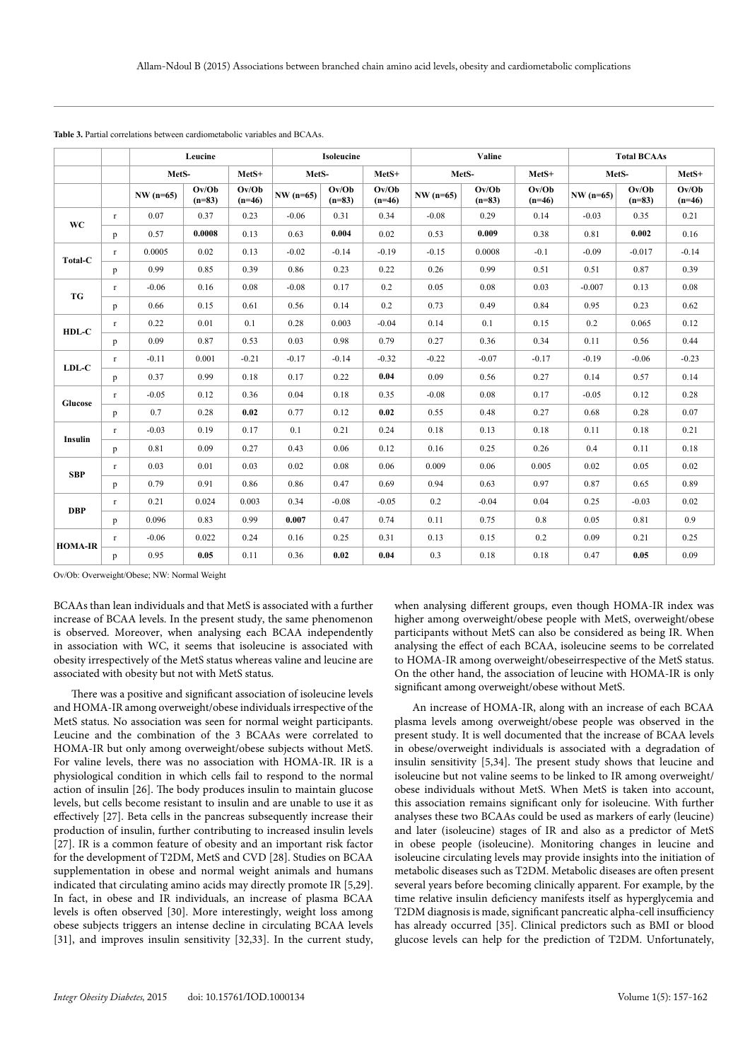**Table 3.** Partial correlations between cardiometabolic variables and BCAAs.

| | | Leucine | | | Isoleucine | | | Valine | | | Total BCAAs | | |
|---|---|---|---|---|---|---|---|---|---|---|---|---|---|
| | | MetS- | | MetS+ | MetS- | | MetS+ | MetS- | | MetS+ | MetS- | | MetS+ |
| | | NW (n=65) | Ov/Ob (n=83) | Ov/Ob (n=46) | NW (n=65) | Ov/Ob (n=83) | Ov/Ob (n=46) | NW (n=65) | Ov/Ob (n=83) | Ov/Ob (n=46) | NW (n=65) | Ov/Ob (n=83) | Ov/Ob (n=46) |
| WC | r | 0.07 | 0.37 | 0.23 | -0.06 | 0.31 | 0.34 | -0.08 | 0.29 | 0.14 | -0.03 | 0.35 | 0.21 |
| | p | 0.57 | **0.0008** | 0.13 | 0.63 | **0.004** | 0.02 | 0.53 | **0.009** | 0.38 | 0.81 | **0.002** | 0.16 |
| Total-C | r | 0.0005 | 0.02 | 0.13 | -0.02 | -0.14 | -0.19 | -0.15 | 0.0008 | -0.1 | -0.09 | -0.017 | -0.14 |
| | p | 0.99 | 0.85 | 0.39 | 0.86 | 0.23 | 0.22 | 0.26 | 0.99 | 0.51 | 0.51 | 0.87 | 0.39 |
| TG | r | -0.06 | 0.16 | 0.08 | -0.08 | 0.17 | 0.2 | 0.05 | 0.08 | 0.03 | -0.007 | 0.13 | 0.08 |
| | p | 0.66 | 0.15 | 0.61 | 0.56 | 0.14 | 0.2 | 0.73 | 0.49 | 0.84 | 0.95 | 0.23 | 0.62 |
| HDL-C | r | 0.22 | 0.01 | 0.1 | 0.28 | 0.003 | -0.04 | 0.14 | 0.1 | 0.15 | 0.2 | 0.065 | 0.12 |
| | p | 0.09 | 0.87 | 0.53 | 0.03 | 0.98 | 0.79 | 0.27 | 0.36 | 0.34 | 0.11 | 0.56 | 0.44 |
| LDL-C | r | -0.11 | 0.001 | -0.21 | -0.17 | -0.14 | -0.32 | -0.22 | -0.07 | -0.17 | -0.19 | -0.06 | -0.23 |
| | p | 0.37 | 0.99 | 0.18 | 0.17 | 0.22 | **0.04** | 0.09 | 0.56 | 0.27 | 0.14 | 0.57 | 0.14 |
| Glucose | r | -0.05 | 0.12 | 0.36 | 0.04 | 0.18 | 0.35 | -0.08 | 0.08 | 0.17 | -0.05 | 0.12 | 0.28 |
| | p | 0.7 | 0.28 | **0.02** | 0.77 | 0.12 | **0.02** | 0.55 | 0.48 | 0.27 | 0.68 | 0.28 | 0.07 |
| Insulin | r | -0.03 | 0.19 | 0.17 | 0.1 | 0.21 | 0.24 | 0.18 | 0.13 | 0.18 | 0.11 | 0.18 | 0.21 |
| | p | 0.81 | 0.09 | 0.27 | 0.43 | 0.06 | 0.12 | 0.16 | 0.25 | 0.26 | 0.4 | 0.11 | 0.18 |
| SBP | r | 0.03 | 0.01 | 0.03 | 0.02 | 0.08 | 0.06 | 0.009 | 0.06 | 0.005 | 0.02 | 0.05 | 0.02 |
| | p | 0.79 | 0.91 | 0.86 | 0.86 | 0.47 | 0.69 | 0.94 | 0.63 | 0.97 | 0.87 | 0.65 | 0.89 |
| DBP | r | 0.21 | 0.024 | 0.003 | 0.34 | -0.08 | -0.05 | 0.2 | -0.04 | 0.04 | 0.25 | -0.03 | 0.02 |
| | p | 0.096 | 0.83 | 0.99 | **0.007** | 0.47 | 0.74 | 0.11 | 0.75 | 0.8 | 0.05 | 0.81 | 0.9 |
| HOMA-IR | r | -0.06 | 0.022 | 0.24 | 0.16 | 0.25 | 0.31 | 0.13 | 0.15 | 0.2 | 0.09 | 0.21 | 0.25 |
| | p | 0.95 | **0.05** | 0.11 | 0.36 | **0.02** | **0.04** | 0.3 | 0.18 | 0.18 | 0.47 | **0.05** | 0.09 |

Ov/Ob: Overweight/Obese; NW: Normal Weight

BCAAs than lean individuals and that MetS is associated with a further increase of BCAA levels. In the present study, the same phenomenon is observed. Moreover, when analysing each BCAA independently in association with WC, it seems that isoleucine is associated with obesity irrespectively of the MetS status whereas valine and leucine are associated with obesity but not with MetS status.

There was a positive and significant association of isoleucine levels and HOMA-IR among overweight/obese individuals irrespective of the MetS status. No association was seen for normal weight participants. Leucine and the combination of the 3 BCAAs were correlated to HOMA-IR but only among overweight/obese subjects without MetS. For valine levels, there was no association with HOMA-IR. IR is a physiological condition in which cells fail to respond to the normal action of insulin [26]. The body produces insulin to maintain glucose levels, but cells become resistant to insulin and are unable to use it as effectively [27]. Beta cells in the pancreas subsequently increase their production of insulin, further contributing to increased insulin levels [27]. IR is a common feature of obesity and an important risk factor for the development of T2DM, MetS and CVD [28]. Studies on BCAA supplementation in obese and normal weight animals and humans indicated that circulating amino acids may directly promote IR [5,29]. In fact, in obese and IR individuals, an increase of plasma BCAA levels is often observed [30]. More interestingly, weight loss among obese subjects triggers an intense decline in circulating BCAA levels [31], and improves insulin sensitivity [32,33]. In the current study, when analysing different groups, even though HOMA-IR index was higher among overweight/obese people with MetS, overweight/obese participants without MetS can also be considered as being IR. When analysing the effect of each BCAA, isoleucine seems to be correlated to HOMA-IR among overweight/obeseirrespective of the MetS status. On the other hand, the association of leucine with HOMA-IR is only significant among overweight/obese without MetS.

An increase of HOMA-IR, along with an increase of each BCAA plasma levels among overweight/obese people was observed in the present study. It is well documented that the increase of BCAA levels in obese/overweight individuals is associated with a degradation of insulin sensitivity [5,34]. The present study shows that leucine and isoleucine but not valine seems to be linked to IR among overweight/obese individuals without MetS. When MetS is taken into account, this association remains significant only for isoleucine. With further analyses these two BCAAs could be used as markers of early (leucine) and later (isoleucine) stages of IR and also as a predictor of MetS in obese people (isoleucine). Monitoring changes in leucine and isoleucine circulating levels may provide insights into the initiation of metabolic diseases such as T2DM. Metabolic diseases are often present several years before becoming clinically apparent. For example, by the time relative insulin deficiency manifests itself as hyperglycemia and T2DM diagnosis is made, significant pancreatic alpha-cell insufficiency has already occurred [35]. Clinical predictors such as BMI or blood glucose levels can help for the prediction of T2DM. Unfortunately,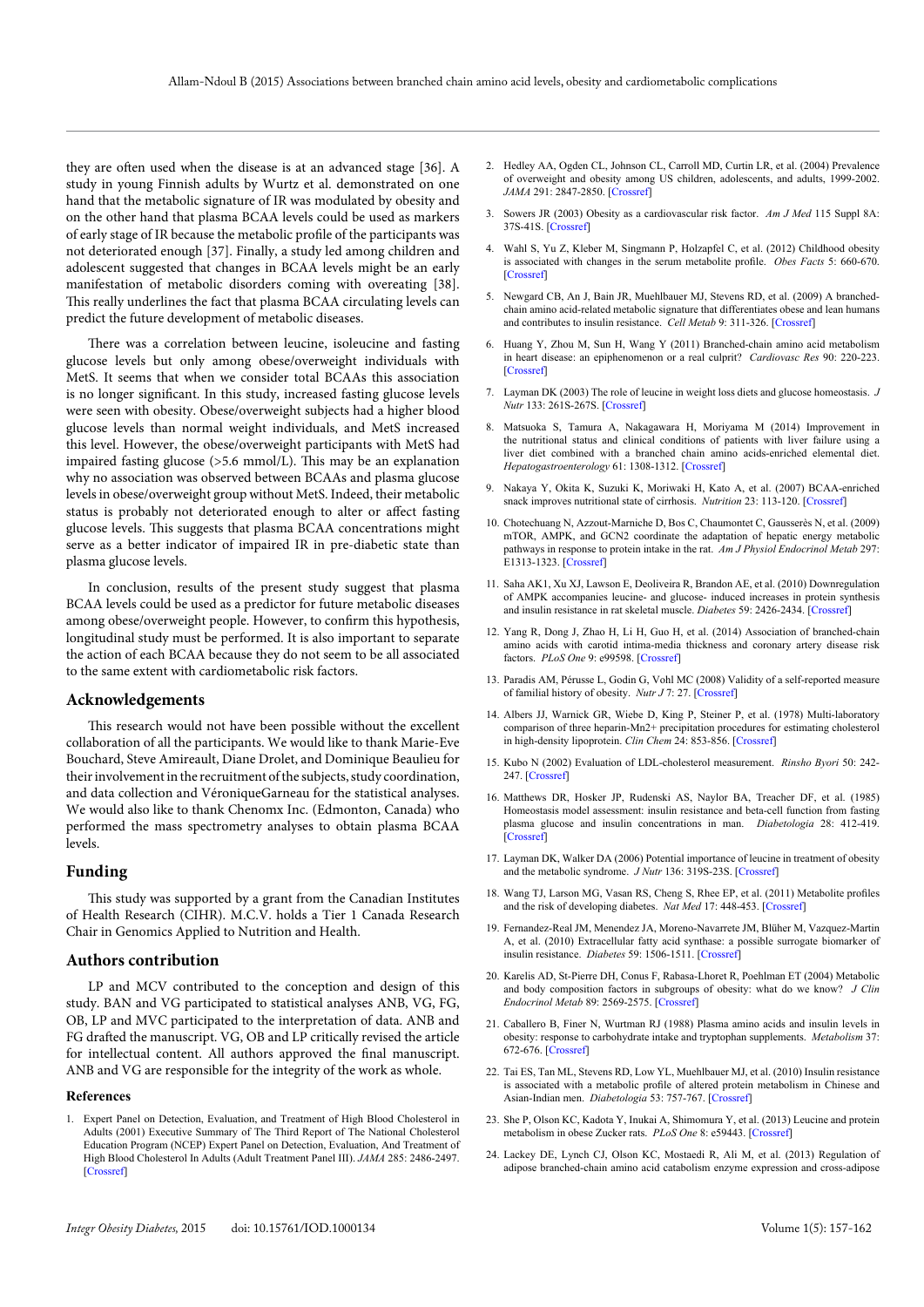they are often used when the disease is at an advanced stage [36]. A study in young Finnish adults by Wurtz et al. demonstrated on one hand that the metabolic signature of IR was modulated by obesity and on the other hand that plasma BCAA levels could be used as markers of early stage of IR because the metabolic profile of the participants was not deteriorated enough [37]. Finally, a study led among children and adolescent suggested that changes in BCAA levels might be an early manifestation of metabolic disorders coming with overeating [38]. This really underlines the fact that plasma BCAA circulating levels can predict the future development of metabolic diseases.

There was a correlation between leucine, isoleucine and fasting glucose levels but only among obese/overweight individuals with MetS. It seems that when we consider total BCAAs this association is no longer significant. In this study, increased fasting glucose levels were seen with obesity. Obese/overweight subjects had a higher blood glucose levels than normal weight individuals, and MetS increased this level. However, the obese/overweight participants with MetS had impaired fasting glucose (>5.6 mmol/L). This may be an explanation why no association was observed between BCAAs and plasma glucose levels in obese/overweight group without MetS. Indeed, their metabolic status is probably not deteriorated enough to alter or affect fasting glucose levels. This suggests that plasma BCAA concentrations might serve as a better indicator of impaired IR in pre-diabetic state than plasma glucose levels.

In conclusion, results of the present study suggest that plasma BCAA levels could be used as a predictor for future metabolic diseases among obese/overweight people. However, to confirm this hypothesis, longitudinal study must be performed. It is also important to separate the action of each BCAA because they do not seem to be all associated to the same extent with cardiometabolic risk factors.

## Acknowledgements

This research would not have been possible without the excellent collaboration of all the participants. We would like to thank Marie-Eve Bouchard, Steve Amireault, Diane Drolet, and Dominique Beaulieu for their involvement in the recruitment of the subjects, study coordination, and data collection and VéroniqueGarneau for the statistical analyses. We would also like to thank Chenomx Inc. (Edmonton, Canada) who performed the mass spectrometry analyses to obtain plasma BCAA levels.

## Funding

This study was supported by a grant from the Canadian Institutes of Health Research (CIHR). M.C.V. holds a Tier 1 Canada Research Chair in Genomics Applied to Nutrition and Health.

## Authors contribution

LP and MCV contributed to the conception and design of this study. BAN and VG participated to statistical analyses ANB, VG, FG, OB, LP and MVC participated to the interpretation of data. ANB and FG drafted the manuscript. VG, OB and LP critically revised the article for intellectual content. All authors approved the final manuscript. ANB and VG are responsible for the integrity of the work as whole.

### References

1. Expert Panel on Detection, Evaluation, and Treatment of High Blood Cholesterol in Adults (2001) Executive Summary of The Third Report of The National Cholesterol Education Program (NCEP) Expert Panel on Detection, Evaluation, And Treatment of High Blood Cholesterol In Adults (Adult Treatment Panel III). *JAMA* 285: 2486-2497. [Crossref]
2. Hedley AA, Ogden CL, Johnson CL, Carroll MD, Curtin LR, et al. (2004) Prevalence of overweight and obesity among US children, adolescents, and adults, 1999-2002. *JAMA* 291: 2847-2850. [Crossref]
3. Sowers JR (2003) Obesity as a cardiovascular risk factor. *Am J Med* 115 Suppl 8A: 37S-41S. [Crossref]
4. Wahl S, Yu Z, Kleber M, Singmann P, Holzapfel C, et al. (2012) Childhood obesity is associated with changes in the serum metabolite profile. *Obes Facts* 5: 660-670. [Crossref]
5. Newgard CB, An J, Bain JR, Muehlbauer MJ, Stevens RD, et al. (2009) A branched-chain amino acid-related metabolic signature that differentiates obese and lean humans and contributes to insulin resistance. *Cell Metab* 9: 311-326. [Crossref]
6. Huang Y, Zhou M, Sun H, Wang Y (2011) Branched-chain amino acid metabolism in heart disease: an epiphenomenon or a real culprit? *Cardiovasc Res* 90: 220-223. [Crossref]
7. Layman DK (2003) The role of leucine in weight loss diets and glucose homeostasis. *J Nutr* 133: 261S-267S. [Crossref]
8. Matsuoka S, Tamura A, Nakagawara H, Moriyama M (2014) Improvement in the nutritional status and clinical conditions of patients with liver failure using a liver diet combined with a branched chain amino acids-enriched elemental diet. *Hepatogastroenterology* 61: 1308-1312. [Crossref]
9. Nakaya Y, Okita K, Suzuki K, Moriwaki H, Kato A, et al. (2007) BCAA-enriched snack improves nutritional state of cirrhosis. *Nutrition* 23: 113-120. [Crossref]
10. Chotechuang N, Azzout-Marniche D, Bos C, Chaumontet C, Gausserès N, et al. (2009) mTOR, AMPK, and GCN2 coordinate the adaptation of hepatic energy metabolic pathways in response to protein intake in the rat. *Am J Physiol Endocrinol Metab* 297: E1313-1323. [Crossref]
11. Saha AK1, Xu XJ, Lawson E, Deoliveira R, Brandon AE, et al. (2010) Downregulation of AMPK accompanies leucine- and glucose- induced increases in protein synthesis and insulin resistance in rat skeletal muscle. *Diabetes* 59: 2426-2434. [Crossref]
12. Yang R, Dong J, Zhao H, Li H, Guo H, et al. (2014) Association of branched-chain amino acids with carotid intima-media thickness and coronary artery disease risk factors. *PLoS One* 9: e99598. [Crossref]
13. Paradis AM, Pérusse L, Godin G, Vohl MC (2008) Validity of a self-reported measure of familial history of obesity. *Nutr J* 7: 27. [Crossref]
14. Albers JJ, Warnick GR, Wiebe D, King P, Steiner P, et al. (1978) Multi-laboratory comparison of three heparin-Mn2+ precipitation procedures for estimating cholesterol in high-density lipoprotein. *Clin Chem* 24: 853-856. [Crossref]
15. Kubo N (2002) Evaluation of LDL-cholesterol measurement. *Rinsho Byori* 50: 242-247. [Crossref]
16. Matthews DR, Hosker JP, Rudenski AS, Naylor BA, Treacher DF, et al. (1985) Homeostasis model assessment: insulin resistance and beta-cell function from fasting plasma glucose and insulin concentrations in man. *Diabetologia* 28: 412-419. [Crossref]
17. Layman DK, Walker DA (2006) Potential importance of leucine in treatment of obesity and the metabolic syndrome. *J Nutr* 136: 319S-23S. [Crossref]
18. Wang TJ, Larson MG, Vasan RS, Cheng S, Rhee EP, et al. (2011) Metabolite profiles and the risk of developing diabetes. *Nat Med* 17: 448-453. [Crossref]
19. Fernandez-Real JM, Menendez JA, Moreno-Navarrete JM, Blüher M, Vazquez-Martin A, et al. (2010) Extracellular fatty acid synthase: a possible surrogate biomarker of insulin resistance. *Diabetes* 59: 1506-1511. [Crossref]
20. Karelis AD, St-Pierre DH, Conus F, Rabasa-Lhoret R, Poehlman ET (2004) Metabolic and body composition factors in subgroups of obesity: what do we know? *J Clin Endocrinol Metab* 89: 2569-2575. [Crossref]
21. Caballero B, Finer N, Wurtman RJ (1988) Plasma amino acids and insulin levels in obesity: response to carbohydrate intake and tryptophan supplements. *Metabolism* 37: 672-676. [Crossref]
22. Tai ES, Tan ML, Stevens RD, Low YL, Muehlbauer MJ, et al. (2010) Insulin resistance is associated with a metabolic profile of altered protein metabolism in Chinese and Asian-Indian men. *Diabetologia* 53: 757-767. [Crossref]
23. She P, Olson KC, Kadota Y, Inukai A, Shimomura Y, et al. (2013) Leucine and protein metabolism in obese Zucker rats. *PLoS One* 8: e59443. [Crossref]
24. Lackey DE, Lynch CJ, Olson KC, Mostaedi R, Ali M, et al. (2013) Regulation of adipose branched-chain amino acid catabolism enzyme expression and cross-adipose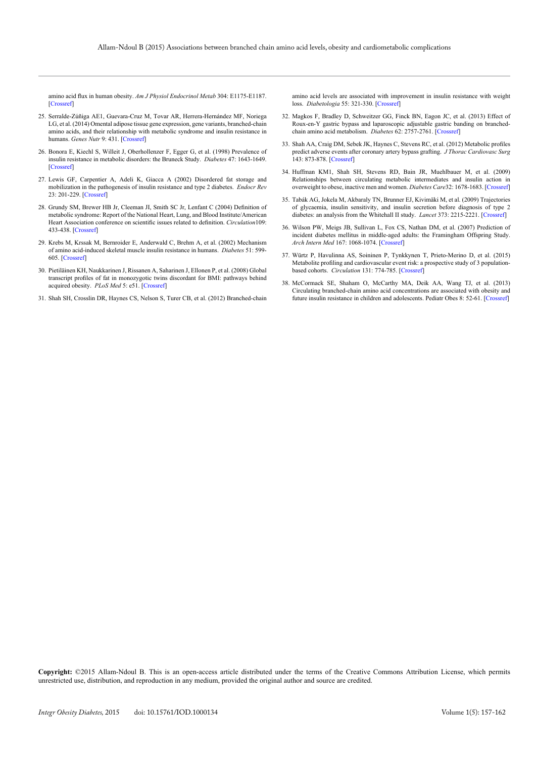amino acid flux in human obesity. *Am J Physiol Endocrinol Metab* 304: E1175-E1187. [Crossref]

25. Serralde-Zúñiga AE1, Guevara-Cruz M, Tovar AR, Herrera-Hernández MF, Noriega LG, et al. (2014) Omental adipose tissue gene expression, gene variants, branched-chain amino acids, and their relationship with metabolic syndrome and insulin resistance in humans. *Genes Nutr* 9: 431. [Crossref]

26. Bonora E, Kiechl S, Willeit J, Oberhollenzer F, Egger G, et al. (1998) Prevalence of insulin resistance in metabolic disorders: the Bruneck Study. *Diabetes* 47: 1643-1649. [Crossref]

27. Lewis GF, Carpentier A, Adeli K, Giacca A (2002) Disordered fat storage and mobilization in the pathogenesis of insulin resistance and type 2 diabetes. *Endocr Rev* 23: 201-229. [Crossref]

28. Grundy SM, Brewer HB Jr, Cleeman JI, Smith SC Jr, Lenfant C (2004) Definition of metabolic syndrome: Report of the National Heart, Lung, and Blood Institute/American Heart Association conference on scientific issues related to definition. *Circulation*109: 433-438. [Crossref]

29. Krebs M, Krssak M, Bernroider E, Anderwald C, Brehm A, et al. (2002) Mechanism of amino acid-induced skeletal muscle insulin resistance in humans. *Diabetes* 51: 599-605. [Crossref]

30. Pietiläinen KH, Naukkarinen J, Rissanen A, Saharinen J, Ellonen P, et al. (2008) Global transcript profiles of fat in monozygotic twins discordant for BMI: pathways behind acquired obesity. *PLoS Med* 5: e51. [Crossref]

31. Shah SH, Crosslin DR, Haynes CS, Nelson S, Turer CB, et al. (2012) Branched-chain amino acid levels are associated with improvement in insulin resistance with weight loss. *Diabetologia* 55: 321-330. [Crossref]

32. Magkos F, Bradley D, Schweitzer GG, Finck BN, Eagon JC, et al. (2013) Effect of Roux-en-Y gastric bypass and laparoscopic adjustable gastric banding on branched-chain amino acid metabolism. *Diabetes* 62: 2757-2761. [Crossref]

33. Shah AA, Craig DM, Sebek JK, Haynes C, Stevens RC, et al. (2012) Metabolic profiles predict adverse events after coronary artery bypass grafting. *J Thorac Cardiovasc Surg* 143: 873-878. [Crossref]

34. Huffman KM1, Shah SH, Stevens RD, Bain JR, Muehlbauer M, et al. (2009) Relationships between circulating metabolic intermediates and insulin action in overweight to obese, inactive men and women. *Diabetes Care*32: 1678-1683. [Crossref]

35. Tabák AG, Jokela M, Akbaraly TN, Brunner EJ, Kivimäki M, et al. (2009) Trajectories of glycaemia, insulin sensitivity, and insulin secretion before diagnosis of type 2 diabetes: an analysis from the Whitehall II study. *Lancet* 373: 2215-2221. [Crossref]

36. Wilson PW, Meigs JB, Sullivan L, Fox CS, Nathan DM, et al. (2007) Prediction of incident diabetes mellitus in middle-aged adults: the Framingham Offspring Study. *Arch Intern Med* 167: 1068-1074. [Crossref]

37. Würtz P, Havulinna AS, Soininen P, Tynkkynen T, Prieto-Merino D, et al. (2015) Metabolite profiling and cardiovascular event risk: a prospective study of 3 population-based cohorts. *Circulation* 131: 774-785. [Crossref]

38. McCormack SE, Shaham O, McCarthy MA, Deik AA, Wang TJ, et al. (2013) Circulating branched-chain amino acid concentrations are associated with obesity and future insulin resistance in children and adolescents. Pediatr Obes 8: 52-61. [Crossref]

**Copyright:** ©2015 Allam-Ndoul B. This is an open-access article distributed under the terms of the Creative Commons Attribution License, which permits unrestricted use, distribution, and reproduction in any medium, provided the original author and source are credited.